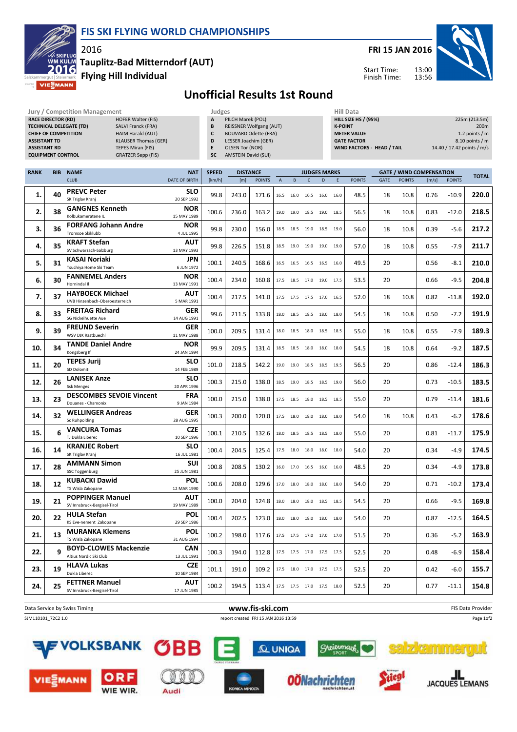# FIS SKI FLYING WORLD CHAMPIONSHIPS

2016

**Tauplitz-Bad Mitterndorf (AUT)**

**Flying Hill Individual**

**FRI 15 JAN 2016**

Start Time: 13:00
Finish Time: 13:56

## Unofficial Results 1st Round

| Jury / Competition Management | |
|---|---|
| RACE DIRECTOR (RD) | HOFER Walter (FIS) |
| TECHNICAL DELEGATE (TD) | SALVI Franck (FRA) |
| CHIEF OF COMPETITION | HAIM Harald (AUT) |
| ASSISTANT TD | KLAUSER Thomas (GER) |
| ASSISTANT RD | TEPES Miran (FIS) |
| EQUIPMENT CONTROL | GRATZER Sepp (FIS) |

| Judges | |
|---|---|
| A | PILCH Marek (POL) |
| B | REISSNER Wolfgang (AUT) |
| C | BOUVARD Odette (FRA) |
| D | LESSER Joachim (GER) |
| E | OLSEN Tor (NOR) |
| SC | AMSTEIN David (SUI) |

| Hill Data | |
|---|---|
| HILL SIZE HS / (95%) | 225m (213.5m) |
| K-POINT | 200m |
| METER VALUE | 1.2 points / m |
| GATE FACTOR | 8.10 points / m |
| WIND FACTORS - HEAD / TAIL | 14.40 / 17.42 points / m/s |

| RANK | BIB | NAME / CLUB | NAT / DATE OF BIRTH | SPEED [km/h] | DISTANCE [m] | DISTANCE POINTS | A | B | C | D | E | JUDGES POINTS | GATE | GATE POINTS | WIND [m/s] | WIND POINTS | TOTAL |
|---|---|---|---|---|---|---|---|---|---|---|---|---|---|---|---|---|---|
| 1. | 40 | PREVC Peter / SK Triglav Kranj | SLO / 20 SEP 1992 | 99.8 | 243.0 | 171.6 | 16.5 | 16.0 | 16.5 | 16.0 | 16.0 | 48.5 | 18 | 10.8 | 0.76 | -10.9 | 220.0 |
| 2. | 38 | GANGNES Kenneth / Kolbukameratene IL | NOR / 15 MAY 1989 | 100.6 | 236.0 | 163.2 | 19.0 | 19.0 | 18.5 | 19.0 | 18.5 | 56.5 | 18 | 10.8 | 0.83 | -12.0 | 218.5 |
| 3. | 36 | FORFANG Johann Andre / Tromsoe Skiklubb | NOR / 4 JUL 1995 | 99.8 | 230.0 | 156.0 | 18.5 | 18.5 | 19.0 | 18.5 | 19.0 | 56.0 | 18 | 10.8 | 0.39 | -5.6 | 217.2 |
| 4. | 35 | KRAFT Stefan / SV Schwarzach-Salzburg | AUT / 13 MAY 1993 | 99.8 | 226.5 | 151.8 | 18.5 | 19.0 | 19.0 | 19.0 | 19.0 | 57.0 | 18 | 10.8 | 0.55 | -7.9 | 211.7 |
| 5. | 31 | KASAI Noriaki / Tsuchiya Home Ski Team | JPN / 6 JUN 1972 | 100.1 | 240.5 | 168.6 | 16.5 | 16.5 | 16.5 | 16.5 | 16.0 | 49.5 | 20 | | 0.56 | -8.1 | 210.0 |
| 6. | 30 | FANNEMEL Anders / Hornindal Il | NOR / 13 MAY 1991 | 100.4 | 234.0 | 160.8 | 17.5 | 18.5 | 17.0 | 19.0 | 17.5 | 53.5 | 20 | | 0.66 | -9.5 | 204.8 |
| 7. | 37 | HAYBOECK Michael / UVB Hinzenbach-Oberoesterreich | AUT / 5 MAR 1991 | 100.4 | 217.5 | 141.0 | 17.5 | 17.5 | 17.5 | 17.0 | 16.5 | 52.0 | 18 | 10.8 | 0.82 | -11.8 | 192.0 |
| 8. | 33 | FREITAG Richard / SG Nickelhuette Aue | GER / 14 AUG 1991 | 99.6 | 211.5 | 133.8 | 18.0 | 18.5 | 18.5 | 18.0 | 18.0 | 54.5 | 18 | 10.8 | 0.50 | -7.2 | 191.9 |
| 9. | 39 | FREUND Severin / WSV DJK Rastbuechl | GER / 11 MAY 1988 | 100.0 | 209.5 | 131.4 | 18.0 | 18.5 | 18.0 | 18.5 | 18.5 | 55.0 | 18 | 10.8 | 0.55 | -7.9 | 189.3 |
| 10. | 34 | TANDE Daniel Andre / Kongsberg If | NOR / 24 JAN 1994 | 99.9 | 209.5 | 131.4 | 18.5 | 18.5 | 18.0 | 18.0 | 18.0 | 54.5 | 18 | 10.8 | 0.64 | -9.2 | 187.5 |
| 11. | 20 | TEPES Jurij / SD Dolomiti | SLO / 14 FEB 1989 | 101.0 | 218.5 | 142.2 | 19.0 | 19.0 | 18.5 | 18.5 | 19.5 | 56.5 | 20 | | 0.86 | -12.4 | 186.3 |
| 12. | 26 | LANISEK Anze / Ssk Menges | SLO / 20 APR 1996 | 100.3 | 215.0 | 138.0 | 18.5 | 19.0 | 18.5 | 18.5 | 19.0 | 56.0 | 20 | | 0.73 | -10.5 | 183.5 |
| 13. | 23 | DESCOMBES SEVOIE Vincent / Douanes - Chamonix | FRA / 9 JAN 1984 | 100.0 | 215.0 | 138.0 | 17.5 | 18.5 | 18.0 | 18.5 | 18.5 | 55.0 | 20 | | 0.79 | -11.4 | 181.6 |
| 14. | 32 | WELLINGER Andreas / Sc Ruhpolding | GER / 28 AUG 1995 | 100.3 | 200.0 | 120.0 | 17.5 | 18.0 | 18.0 | 18.0 | 18.0 | 54.0 | 18 | 10.8 | 0.43 | -6.2 | 178.6 |
| 15. | 6 | VANCURA Tomas / TJ Dukla Liberec | CZE / 10 SEP 1996 | 100.1 | 210.5 | 132.6 | 18.0 | 18.5 | 18.5 | 18.5 | 18.0 | 55.0 | 20 | | 0.81 | -11.7 | 175.9 |
| 16. | 14 | KRANJEC Robert / SK Triglav Kranj | SLO / 16 JUL 1981 | 100.4 | 204.5 | 125.4 | 17.5 | 18.0 | 18.0 | 18.0 | 18.0 | 54.0 | 20 | | 0.34 | -4.9 | 174.5 |
| 17. | 28 | AMMANN Simon / SSC Toggenburg | SUI / 25 JUN 1981 | 100.8 | 208.5 | 130.2 | 16.0 | 17.0 | 16.5 | 16.0 | 16.0 | 48.5 | 20 | | 0.34 | -4.9 | 173.8 |
| 18. | 12 | KUBACKI Dawid / TS Wisla Zakopane | POL / 12 MAR 1990 | 100.6 | 208.0 | 129.6 | 17.0 | 18.0 | 18.0 | 18.0 | 18.0 | 54.0 | 20 | | 0.71 | -10.2 | 173.4 |
| 19. | 21 | POPPINGER Manuel / SV Innsbruck-Bergisel-Tirol | AUT / 19 MAY 1989 | 100.0 | 204.0 | 124.8 | 18.0 | 18.0 | 18.0 | 18.5 | 18.5 | 54.5 | 20 | | 0.66 | -9.5 | 169.8 |
| 20. | 22 | HULA Stefan / KS Eve-nement Zakopane | POL / 29 SEP 1986 | 100.4 | 202.5 | 123.0 | 18.0 | 18.0 | 18.0 | 18.0 | 18.0 | 54.0 | 20 | | 0.87 | -12.5 | 164.5 |
| 21. | 13 | MURANKA Klemens / TS Wisla Zakopane | POL / 31 AUG 1994 | 100.2 | 198.0 | 117.6 | 17.5 | 17.5 | 17.0 | 17.0 | 17.0 | 51.5 | 20 | | 0.36 | -5.2 | 163.9 |
| 22. | 9 | BOYD-CLOWES Mackenzie / Altius Nordic Ski Club | CAN / 13 JUL 1991 | 100.3 | 194.0 | 112.8 | 17.5 | 17.5 | 17.0 | 17.5 | 17.5 | 52.5 | 20 | | 0.48 | -6.9 | 158.4 |
| 23. | 19 | HLAVA Lukas / Dukla Liberec | CZE / 10 SEP 1984 | 101.1 | 191.0 | 109.2 | 17.5 | 18.0 | 17.0 | 17.5 | 17.5 | 52.5 | 20 | | 0.42 | -6.0 | 155.7 |
| 24. | 25 | FETTNER Manuel / SV Innsbruck-Bergisel-Tirol | AUT / 17 JUN 1985 | 100.2 | 194.5 | 113.4 | 17.5 | 17.5 | 17.0 | 17.5 | 18.0 | 52.5 | 20 | | 0.77 | -11.1 | 154.8 |

Data Service by Swiss Timing — www.fis-ski.com — FIS Data Provider

SJM110101_72C2 1.0 — report created FRI 15 JAN 2016 13:59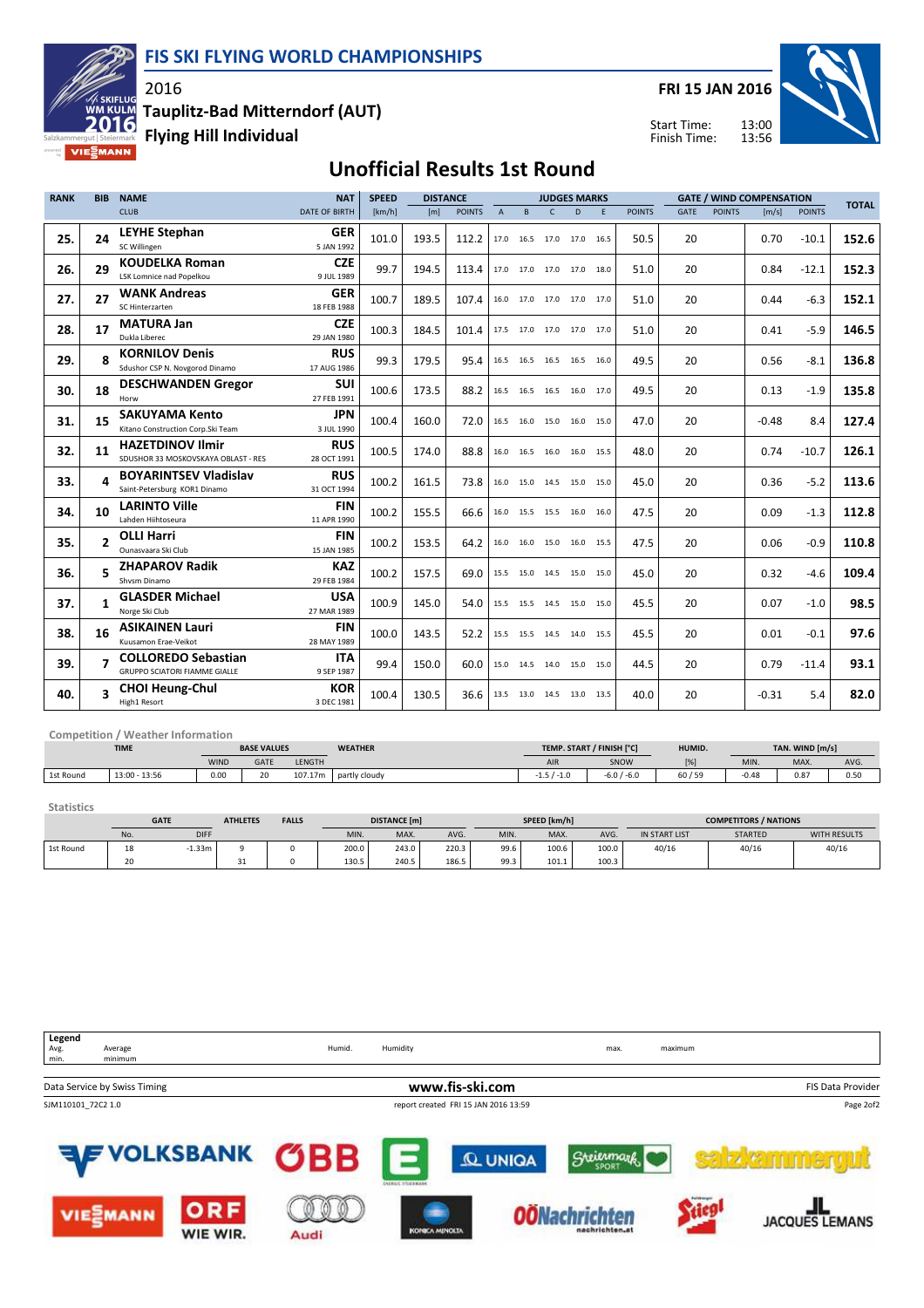# FIS SKI FLYING WORLD CHAMPIONSHIPS

2016

Tauplitz-Bad Mitterndorf (AUT)

Flying Hill Individual

**FRI 15 JAN 2016**

Start Time: 13:00
Finish Time: 13:56

## Unofficial Results 1st Round

| RANK | BIB | NAME / CLUB | NAT / DATE OF BIRTH | SPEED [km/h] | DISTANCE [m] | DISTANCE POINTS | A | B | C | D | E | JUDGES POINTS | GATE | GATE POINTS | WIND [m/s] | WIND POINTS | TOTAL |
|---|---|---|---|---|---|---|---|---|---|---|---|---|---|---|---|---|---|
| 25. | 24 | **LEYHE Stephan** SC Willingen | GER 5 JAN 1992 | 101.0 | 193.5 | 112.2 | 17.0 | 16.5 | 17.0 | 17.0 | 16.5 | 50.5 | 20 | | 0.70 | -10.1 | 152.6 |
| 26. | 29 | **KOUDELKA Roman** LSK Lomnice nad Popelkou | CZE 9 JUL 1989 | 99.7 | 194.5 | 113.4 | 17.0 | 17.0 | 17.0 | 17.0 | 18.0 | 51.0 | 20 | | 0.84 | -12.1 | 152.3 |
| 27. | 27 | **WANK Andreas** SC Hinterzarten | GER 18 FEB 1988 | 100.7 | 189.5 | 107.4 | 16.0 | 17.0 | 17.0 | 17.0 | 17.0 | 51.0 | 20 | | 0.44 | -6.3 | 152.1 |
| 28. | 17 | **MATURA Jan** Dukla Liberec | CZE 29 JAN 1980 | 100.3 | 184.5 | 101.4 | 17.5 | 17.0 | 17.0 | 17.0 | 17.0 | 51.0 | 20 | | 0.41 | -5.9 | 146.5 |
| 29. | 8 | **KORNILOV Denis** Sdushor CSP N. Novgorod Dinamo | RUS 17 AUG 1986 | 99.3 | 179.5 | 95.4 | 16.5 | 16.5 | 16.5 | 16.5 | 16.0 | 49.5 | 20 | | 0.56 | -8.1 | 136.8 |
| 30. | 18 | **DESCHWANDEN Gregor** Horw | SUI 27 FEB 1991 | 100.6 | 173.5 | 88.2 | 16.5 | 16.5 | 16.5 | 16.0 | 17.0 | 49.5 | 20 | | 0.13 | -1.9 | 135.8 |
| 31. | 15 | **SAKUYAMA Kento** Kitano Construction Corp.Ski Team | JPN 3 JUL 1990 | 100.4 | 160.0 | 72.0 | 16.5 | 16.0 | 15.0 | 16.0 | 15.0 | 47.0 | 20 | | -0.48 | 8.4 | 127.4 |
| 32. | 11 | **HAZETDINOV Ilmir** SDUSHOR 33 MOSKOVSKAYA OBLAST - RES | RUS 28 OCT 1991 | 100.5 | 174.0 | 88.8 | 16.0 | 16.5 | 16.0 | 16.0 | 15.5 | 48.0 | 20 | | 0.74 | -10.7 | 126.1 |
| 33. | 4 | **BOYARINTSEV Vladislav** Saint-Petersburg KOR1 Dinamo | RUS 31 OCT 1994 | 100.2 | 161.5 | 73.8 | 16.0 | 15.0 | 14.5 | 15.0 | 15.0 | 45.0 | 20 | | 0.36 | -5.2 | 113.6 |
| 34. | 10 | **LARINTO Ville** Lahden Hiihtoseura | FIN 11 APR 1990 | 100.2 | 155.5 | 66.6 | 16.0 | 15.5 | 15.5 | 16.0 | 16.0 | 47.5 | 20 | | 0.09 | -1.3 | 112.8 |
| 35. | 2 | **OLLI Harri** Ounasvaara Ski Club | FIN 15 JAN 1985 | 100.2 | 153.5 | 64.2 | 16.0 | 16.0 | 15.0 | 16.0 | 15.5 | 47.5 | 20 | | 0.06 | -0.9 | 110.8 |
| 36. | 5 | **ZHAPAROV Radik** Shvsm Dinamo | KAZ 29 FEB 1984 | 100.2 | 157.5 | 69.0 | 15.5 | 15.0 | 14.5 | 15.0 | 15.0 | 45.0 | 20 | | 0.32 | -4.6 | 109.4 |
| 37. | 1 | **GLASDER Michael** Norge Ski Club | USA 27 MAR 1989 | 100.9 | 145.0 | 54.0 | 15.5 | 15.5 | 14.5 | 15.0 | 15.0 | 45.5 | 20 | | 0.07 | -1.0 | 98.5 |
| 38. | 16 | **ASIKAINEN Lauri** Kuusamon Erae-Veikot | FIN 28 MAY 1989 | 100.0 | 143.5 | 52.2 | 15.5 | 15.5 | 14.5 | 14.0 | 15.5 | 45.5 | 20 | | 0.01 | -0.1 | 97.6 |
| 39. | 7 | **COLLOREDO Sebastian** GRUPPO SCIATORI FIAMME GIALLE | ITA 9 SEP 1987 | 99.4 | 150.0 | 60.0 | 15.0 | 14.5 | 14.0 | 15.0 | 15.0 | 44.5 | 20 | | 0.79 | -11.4 | 93.1 |
| 40. | 3 | **CHOI Heung-Chul** High1 Resort | KOR 3 DEC 1981 | 100.4 | 130.5 | 36.6 | 13.5 | 13.0 | 14.5 | 13.0 | 13.5 | 40.0 | 20 | | -0.31 | 5.4 | 82.0 |

### Competition / Weather Information

| | TIME | BASE VALUES WIND | BASE VALUES GATE | BASE VALUES LENGTH | WEATHER | TEMP. START / FINISH [°C] AIR | TEMP. SNOW | HUMID. [%] | TAN. WIND [m/s] MIN. | MAX. | AVG. |
|---|---|---|---|---|---|---|---|---|---|---|---|
| 1st Round | 13:00 - 13:56 | 0.00 | 20 | 107.17m | partly cloudy | -1.5 / -1.0 | -6.0 / -6.0 | 60 / 59 | -0.48 | 0.87 | 0.50 |

### Statistics

| | GATE No. | GATE DIFF | ATHLETES | FALLS | DISTANCE MIN. [m] | DISTANCE MAX. | DISTANCE AVG. | SPEED MIN. [km/h] | SPEED MAX. | SPEED AVG. | IN START LIST | STARTED | WITH RESULTS |
|---|---|---|---|---|---|---|---|---|---|---|---|---|---|
| 1st Round | 18 | -1.33m | 9 | 0 | 200.0 | 243.0 | 220.3 | 99.6 | 100.6 | 100.0 | 40/16 | 40/16 | 40/16 |
| | 20 | | 31 | 0 | 130.5 | 240.5 | 186.5 | 99.3 | 101.1 | 100.3 | | | |

**Legend**
Avg. Average
min. minimum
Humid. Humidity
max. maximum

Data Service by Swiss Timing — www.fis-ski.com — FIS Data Provider

SJM110101_72C2 1.0 — report created FRI 15 JAN 2016 13:59